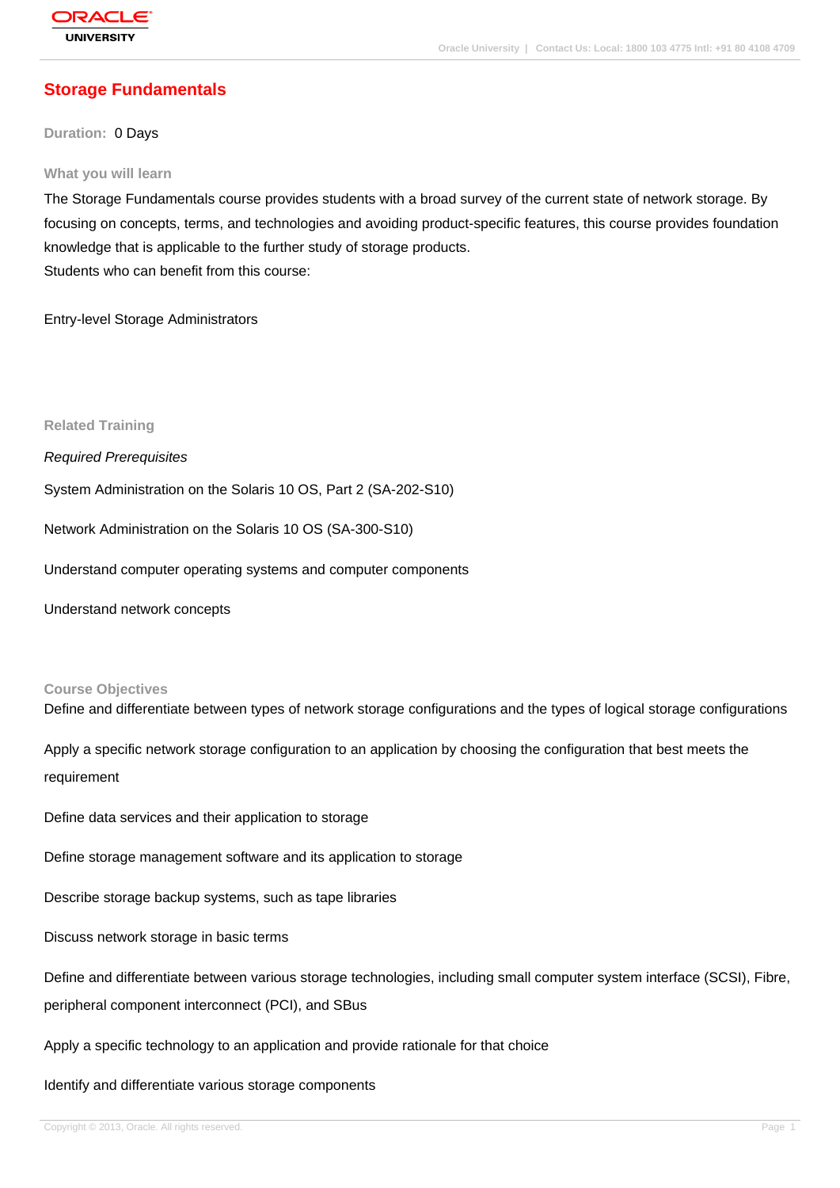# Storage Fundamentals

**Duration:** 0 Days

### What you will learn

The Storage Fundamentals course provides students with a broad survey of the current state of network storage. By focusing on concepts, terms, and technologies and avoiding product-specific features, this course provides foundation knowledge that is applicable to the further study of storage products.
Students who can benefit from this course:

Entry-level Storage Administrators

### Related Training

*Required Prerequisites*

System Administration on the Solaris 10 OS, Part 2 (SA-202-S10)

Network Administration on the Solaris 10 OS (SA-300-S10)

Understand computer operating systems and computer components

Understand network concepts

### Course Objectives

Define and differentiate between types of network storage configurations and the types of logical storage configurations

Apply a specific network storage configuration to an application by choosing the configuration that best meets the requirement

Define data services and their application to storage

Define storage management software and its application to storage

Describe storage backup systems, such as tape libraries

Discuss network storage in basic terms

Define and differentiate between various storage technologies, including small computer system interface (SCSI), Fibre, peripheral component interconnect (PCI), and SBus

Apply a specific technology to an application and provide rationale for that choice

Identify and differentiate various storage components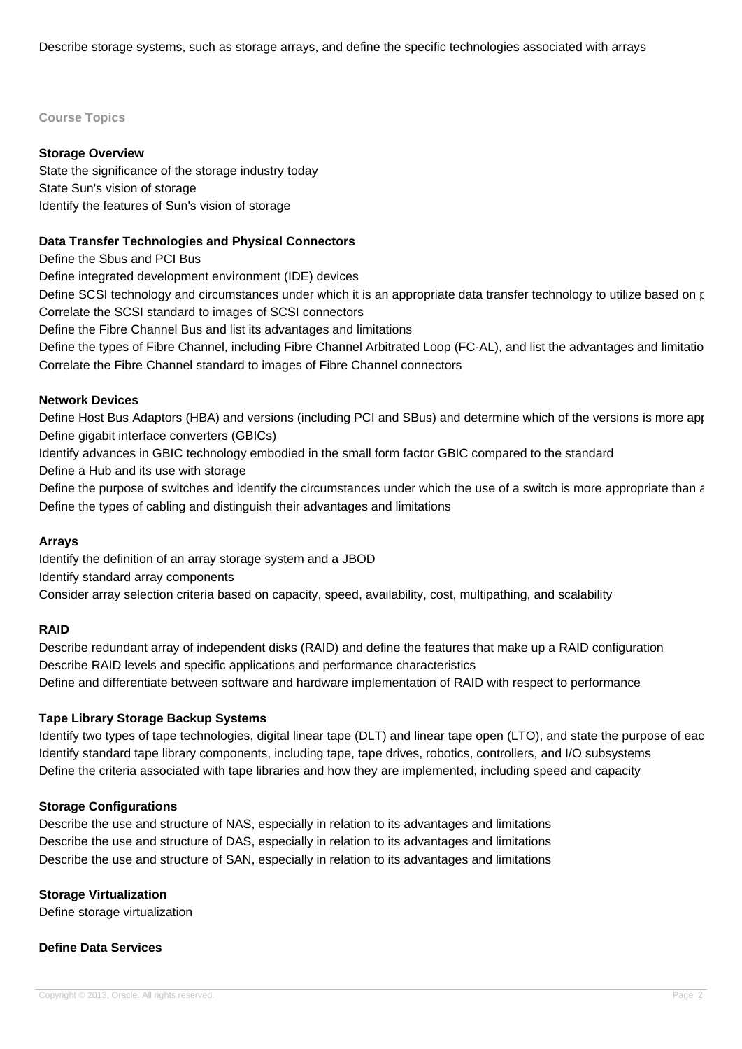Describe storage systems, such as storage arrays, and define the specific technologies associated with arrays

**Course Topics**

**Storage Overview**

State the significance of the storage industry today
State Sun's vision of storage
Identify the features of Sun's vision of storage

**Data Transfer Technologies and Physical Connectors**

Define the Sbus and PCI Bus
Define integrated development environment (IDE) devices
Define SCSI technology and circumstances under which it is an appropriate data transfer technology to utilize based on p
Correlate the SCSI standard to images of SCSI connectors
Define the Fibre Channel Bus and list its advantages and limitations
Define the types of Fibre Channel, including Fibre Channel Arbitrated Loop (FC-AL), and list the advantages and limitatio
Correlate the Fibre Channel standard to images of Fibre Channel connectors

**Network Devices**

Define Host Bus Adaptors (HBA) and versions (including PCI and SBus) and determine which of the versions is more app
Define gigabit interface converters (GBICs)
Identify advances in GBIC technology embodied in the small form factor GBIC compared to the standard
Define a Hub and its use with storage
Define the purpose of switches and identify the circumstances under which the use of a switch is more appropriate than a
Define the types of cabling and distinguish their advantages and limitations

**Arrays**

Identify the definition of an array storage system and a JBOD
Identify standard array components
Consider array selection criteria based on capacity, speed, availability, cost, multipathing, and scalability

**RAID**

Describe redundant array of independent disks (RAID) and define the features that make up a RAID configuration
Describe RAID levels and specific applications and performance characteristics
Define and differentiate between software and hardware implementation of RAID with respect to performance

**Tape Library Storage Backup Systems**

Identify two types of tape technologies, digital linear tape (DLT) and linear tape open (LTO), and state the purpose of eac
Identify standard tape library components, including tape, tape drives, robotics, controllers, and I/O subsystems
Define the criteria associated with tape libraries and how they are implemented, including speed and capacity

**Storage Configurations**

Describe the use and structure of NAS, especially in relation to its advantages and limitations
Describe the use and structure of DAS, especially in relation to its advantages and limitations
Describe the use and structure of SAN, especially in relation to its advantages and limitations

**Storage Virtualization**

Define storage virtualization

**Define Data Services**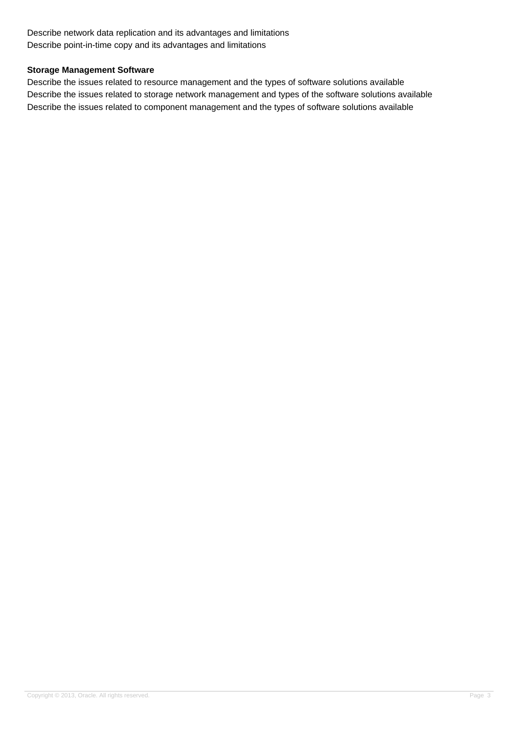Describe network data replication and its advantages and limitations
Describe point-in-time copy and its advantages and limitations

**Storage Management Software**

Describe the issues related to resource management and the types of software solutions available
Describe the issues related to storage network management and types of the software solutions available
Describe the issues related to component management and the types of software solutions available